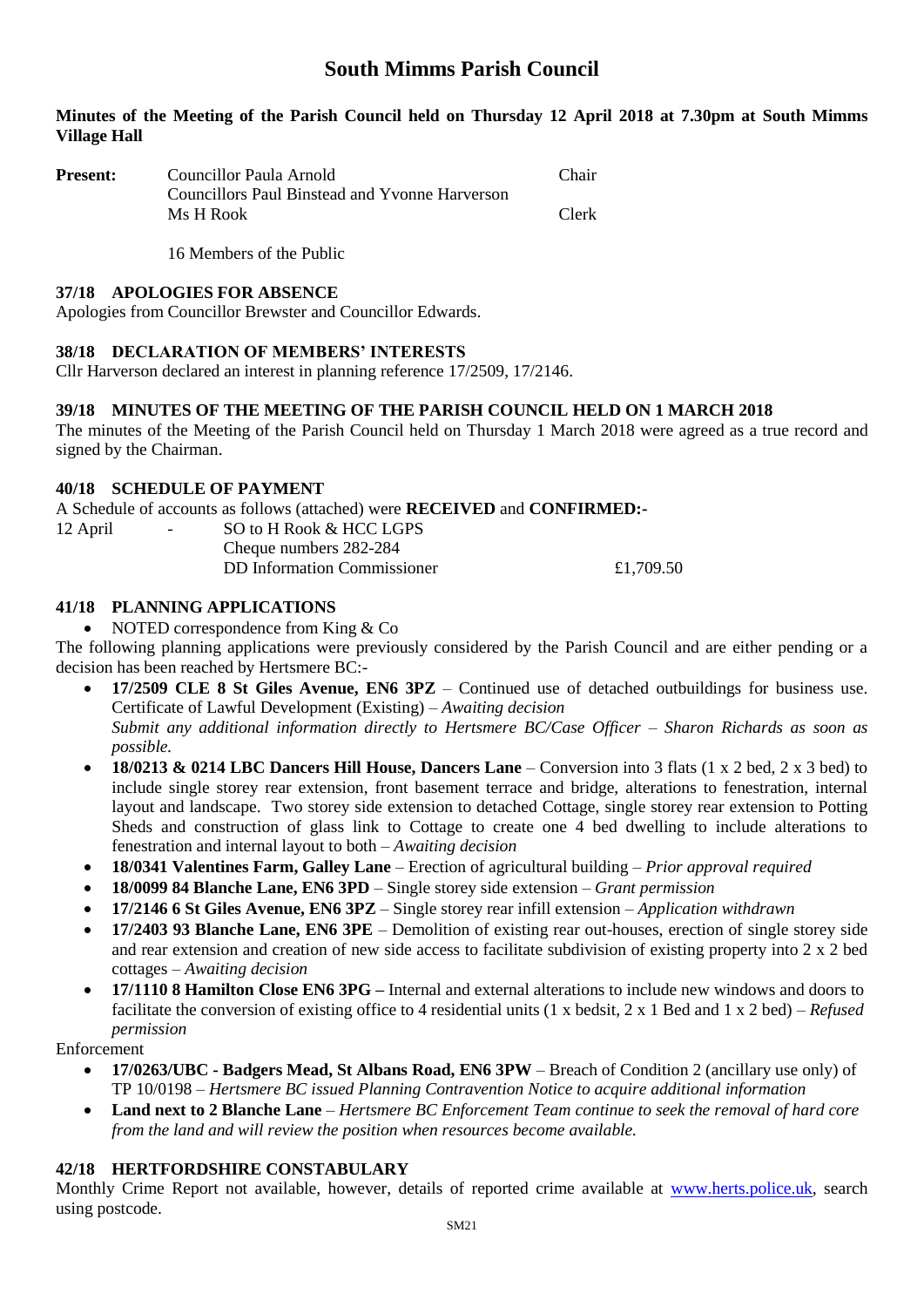# South Mimms Parish Council

**Minutes of the Meeting of the Parish Council held on Thursday 12 April 2018 at 7.30pm at South Mimms Village Hall**

| **Present:** | Councillor Paula Arnold | Chair |
|---|---|---|
| | Councillors Paul Binstead and Yvonne Harverson | |
| | Ms H Rook | Clerk |
| | 16 Members of the Public | |

### 37/18 APOLOGIES FOR ABSENCE

Apologies from Councillor Brewster and Councillor Edwards.

### 38/18 DECLARATION OF MEMBERS' INTERESTS

Cllr Harverson declared an interest in planning reference 17/2509, 17/2146.

### 39/18 MINUTES OF THE MEETING OF THE PARISH COUNCIL HELD ON 1 MARCH 2018

The minutes of the Meeting of the Parish Council held on Thursday 1 March 2018 were agreed as a true record and signed by the Chairman.

### 40/18 SCHEDULE OF PAYMENT

A Schedule of accounts as follows (attached) were **RECEIVED** and **CONFIRMED:-**

| 12 April | - | SO to H Rook & HCC LGPS | |
|---|---|---|---|
| | | Cheque numbers 282-284 | |
| | | DD Information Commissioner | £1,709.50 |

### 41/18 PLANNING APPLICATIONS

- NOTED correspondence from King & Co

The following planning applications were previously considered by the Parish Council and are either pending or a decision has been reached by Hertsmere BC:-

- **17/2509 CLE 8 St Giles Avenue, EN6 3PZ** – Continued use of detached outbuildings for business use. Certificate of Lawful Development (Existing) – *Awaiting decision*
  *Submit any additional information directly to Hertsmere BC/Case Officer – Sharon Richards as soon as possible.*
- **18/0213 & 0214 LBC Dancers Hill House, Dancers Lane** – Conversion into 3 flats (1 x 2 bed, 2 x 3 bed) to include single storey rear extension, front basement terrace and bridge, alterations to fenestration, internal layout and landscape. Two storey side extension to detached Cottage, single storey rear extension to Potting Sheds and construction of glass link to Cottage to create one 4 bed dwelling to include alterations to fenestration and internal layout to both – *Awaiting decision*
- **18/0341 Valentines Farm, Galley Lane** – Erection of agricultural building – *Prior approval required*
- **18/0099 84 Blanche Lane, EN6 3PD** – Single storey side extension – *Grant permission*
- **17/2146 6 St Giles Avenue, EN6 3PZ** – Single storey rear infill extension – *Application withdrawn*
- **17/2403 93 Blanche Lane, EN6 3PE** – Demolition of existing rear out-houses, erection of single storey side and rear extension and creation of new side access to facilitate subdivision of existing property into 2 x 2 bed cottages – *Awaiting decision*
- **17/1110 8 Hamilton Close EN6 3PG –** Internal and external alterations to include new windows and doors to facilitate the conversion of existing office to 4 residential units (1 x bedsit, 2 x 1 Bed and 1 x 2 bed) – *Refused permission*

Enforcement

- **17/0263/UBC - Badgers Mead, St Albans Road, EN6 3PW** – Breach of Condition 2 (ancillary use only) of TP 10/0198 – *Hertsmere BC issued Planning Contravention Notice to acquire additional information*
- **Land next to 2 Blanche Lane** – *Hertsmere BC Enforcement Team continue to seek the removal of hard core from the land and will review the position when resources become available.*

### 42/18 HERTFORDSHIRE CONSTABULARY

Monthly Crime Report not available, however, details of reported crime available at www.herts.police.uk, search using postcode.

SM21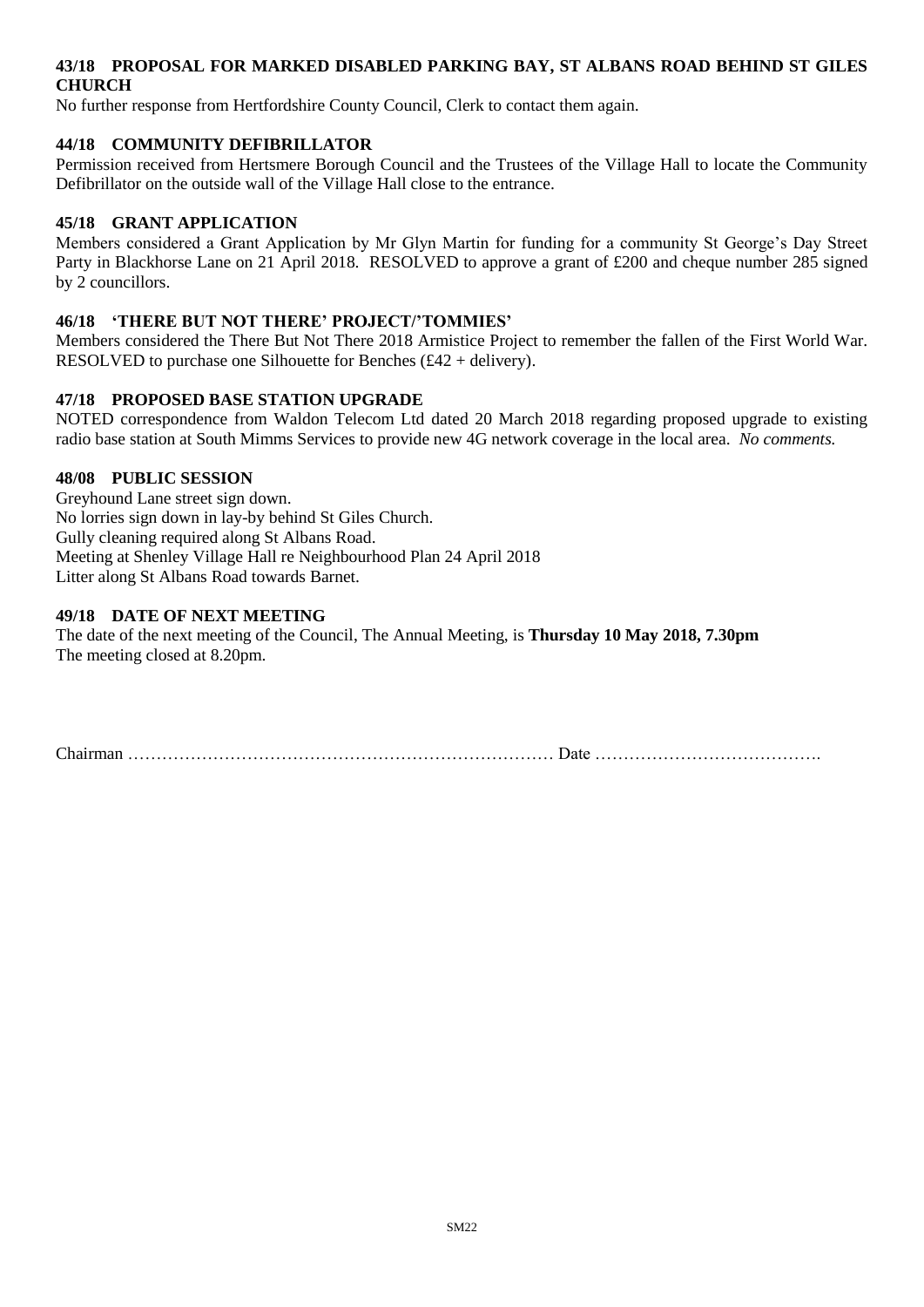### 43/18 PROPOSAL FOR MARKED DISABLED PARKING BAY, ST ALBANS ROAD BEHIND ST GILES CHURCH

No further response from Hertfordshire County Council, Clerk to contact them again.

### 44/18 COMMUNITY DEFIBRILLATOR

Permission received from Hertsmere Borough Council and the Trustees of the Village Hall to locate the Community Defibrillator on the outside wall of the Village Hall close to the entrance.

### 45/18 GRANT APPLICATION

Members considered a Grant Application by Mr Glyn Martin for funding for a community St George's Day Street Party in Blackhorse Lane on 21 April 2018. RESOLVED to approve a grant of £200 and cheque number 285 signed by 2 councillors.

### 46/18 'THERE BUT NOT THERE' PROJECT/'TOMMIES'

Members considered the There But Not There 2018 Armistice Project to remember the fallen of the First World War. RESOLVED to purchase one Silhouette for Benches (£42 + delivery).

### 47/18 PROPOSED BASE STATION UPGRADE

NOTED correspondence from Waldon Telecom Ltd dated 20 March 2018 regarding proposed upgrade to existing radio base station at South Mimms Services to provide new 4G network coverage in the local area. *No comments.*

### 48/08 PUBLIC SESSION

Greyhound Lane street sign down.
No lorries sign down in lay-by behind St Giles Church.
Gully cleaning required along St Albans Road.
Meeting at Shenley Village Hall re Neighbourhood Plan 24 April 2018
Litter along St Albans Road towards Barnet.

### 49/18 DATE OF NEXT MEETING

The date of the next meeting of the Council, The Annual Meeting, is **Thursday 10 May 2018, 7.30pm**
The meeting closed at 8.20pm.

Chairman ………………………………………………………………… Date ………………………………….

SM22